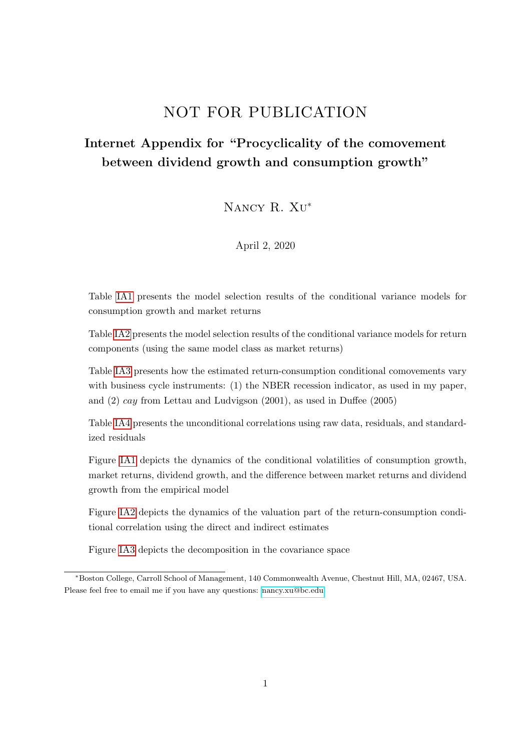# NOT FOR PUBLICATION

## Internet Appendix for "Procyclicality of the comovement between dividend growth and consumption growth"

Nancy R. Xu*

April 2, 2020

Table IA1 presents the model selection results of the conditional variance models for consumption growth and market returns

Table IA2 presents the model selection results of the conditional variance models for return components (using the same model class as market returns)

Table IA3 presents how the estimated return-consumption conditional comovements vary with business cycle instruments: (1) the NBER recession indicator, as used in my paper, and (2) *cay* from Lettau and Ludvigson (2001), as used in Duffee (2005)

Table IA4 presents the unconditional correlations using raw data, residuals, and standardized residuals

Figure IA1 depicts the dynamics of the conditional volatilities of consumption growth, market returns, dividend growth, and the difference between market returns and dividend growth from the empirical model

Figure IA2 depicts the dynamics of the valuation part of the return-consumption conditional correlation using the direct and indirect estimates

Figure IA3 depicts the decomposition in the covariance space

*Boston College, Carroll School of Management, 140 Commonwealth Avenue, Chestnut Hill, MA, 02467, USA. Please feel free to email me if you have any questions: nancy.xu@bc.edu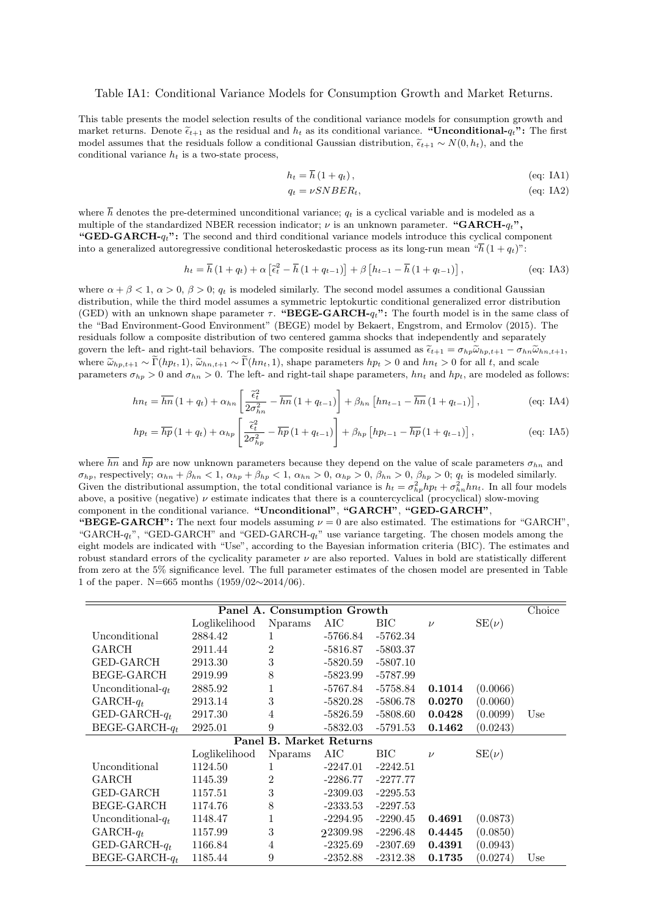Table IA1: Conditional Variance Models for Consumption Growth and Market Returns.

This table presents the model selection results of the conditional variance models for consumption growth and market returns. Denote $\widetilde{\epsilon}_{t+1}$ as the residual and $h_t$ as its conditional variance. **"Unconditional-$q_t$":** The first model assumes that the residuals follow a conditional Gaussian distribution, $\widetilde{\epsilon}_{t+1} \sim N(0, h_t)$, and the conditional variance $h_t$ is a two-state process,

$$h_t = \overline{h}\left(1 + q_t\right), \tag{eq: IA1}$$

$$q_t = \nu SNBER_t, \tag{eq: IA2}$$

where $\overline{h}$ denotes the pre-determined unconditional variance; $q_t$ is a cyclical variable and is modeled as a multiple of the standardized NBER recession indicator; $\nu$ is an unknown parameter. **"GARCH-$q_t$", "GED-GARCH-$q_t$":** The second and third conditional variance models introduce this cyclical component into a generalized autoregressive conditional heteroskedastic process as its long-run mean "$\overline{h}\left(1 + q_t\right)$":

$$h_t = \overline{h}\left(1 + q_t\right) + \alpha\left[\widetilde{\epsilon}_t^2 - \overline{h}\left(1 + q_{t-1}\right)\right] + \beta\left[h_{t-1} - \overline{h}\left(1 + q_{t-1}\right)\right], \tag{eq: IA3}$$

where $\alpha + \beta < 1$, $\alpha > 0$, $\beta > 0$; $q_t$ is modeled similarly. The second model assumes a conditional Gaussian distribution, while the third model assumes a symmetric leptokurtic conditional generalized error distribution (GED) with an unknown shape parameter $\tau$. **"BEGE-GARCH-$q_t$":** The fourth model is in the same class of the "Bad Environment-Good Environment" (BEGE) model by Bekaert, Engstrom, and Ermolov (2015). The residuals follow a composite distribution of two centered gamma shocks that independently and separately govern the left- and right-tail behaviors. The composite residual is assumed as $\widetilde{\epsilon}_{t+1} = \sigma_{hp}\widetilde{\omega}_{hp,t+1} - \sigma_{hn}\widetilde{\omega}_{hn,t+1}$, where $\widetilde{\omega}_{hp,t+1} \sim \widetilde{\Gamma}(hp_t, 1)$, $\widetilde{\omega}_{hn,t+1} \sim \widetilde{\Gamma}(hn_t, 1)$, shape parameters $hp_t > 0$ and $hn_t > 0$ for all $t$, and scale parameters $\sigma_{hp} > 0$ and $\sigma_{hn} > 0$. The left- and right-tail shape parameters, $hn_t$ and $hp_t$, are modeled as follows:

$$hn_t = \overline{hn}\left(1 + q_t\right) + \alpha_{hn}\left[\frac{\widetilde{\epsilon}_t^2}{2\sigma_{hn}^2} - \overline{hn}\left(1 + q_{t-1}\right)\right] + \beta_{hn}\left[hn_{t-1} - \overline{hn}\left(1 + q_{t-1}\right)\right], \tag{eq: IA4}$$

$$hp_t = \overline{hp}\left(1 + q_t\right) + \alpha_{hp}\left[\frac{\widetilde{\epsilon}_t^2}{2\sigma_{hp}^2} - \overline{hp}\left(1 + q_{t-1}\right)\right] + \beta_{hp}\left[hp_{t-1} - \overline{hp}\left(1 + q_{t-1}\right)\right], \tag{eq: IA5}$$

where $\overline{hn}$ and $\overline{hp}$ are now unknown parameters because they depend on the value of scale parameters $\sigma_{hn}$ and $\sigma_{hp}$, respectively; $\alpha_{hn} + \beta_{hn} < 1$, $\alpha_{hp} + \beta_{hp} < 1$, $\alpha_{hn} > 0$, $\alpha_{hp} > 0$, $\beta_{hn} > 0$, $\beta_{hp} > 0$; $q_t$ is modeled similarly. Given the distributional assumption, the total conditional variance is $h_t = \sigma_{hp}^2 hp_t + \sigma_{hn}^2 hn_t$. In all four models above, a positive (negative) $\nu$ estimate indicates that there is a countercyclical (procyclical) slow-moving component in the conditional variance. **"Unconditional", "GARCH", "GED-GARCH", "BEGE-GARCH":** The next four models assuming $\nu = 0$ are also estimated. The estimations for "GARCH", "GARCH-$q_t$", "GED-GARCH" and "GED-GARCH-$q_t$" use variance targeting. The chosen models among the eight models are indicated with "Use", according to the Bayesian information criteria (BIC). The estimates and robust standard errors of the cyclicality parameter $\nu$ are also reported. Values in bold are statistically different from zero at the 5% significance level. The full parameter estimates of the chosen model are presented in Table 1 of the paper. N=665 months (1959/02∼2014/06).

| | **Panel A. Consumption Growth** | | | | | | Choice |
|---|---|---|---|---|---|---|---|
| | Loglikelihood | Nparams | AIC | BIC | $\nu$ | SE($\nu$) | |
| Unconditional | 2884.42 | 1 | -5766.84 | -5762.34 | | | |
| GARCH | 2911.44 | 2 | -5816.87 | -5803.37 | | | |
| GED-GARCH | 2913.30 | 3 | -5820.59 | -5807.10 | | | |
| BEGE-GARCH | 2919.99 | 8 | -5823.99 | -5787.99 | | | |
| Unconditional-$q_t$ | 2885.92 | 1 | -5767.84 | -5758.84 | **0.1014** | (0.0066) | |
| GARCH-$q_t$ | 2913.14 | 3 | -5820.28 | -5806.78 | **0.0270** | (0.0060) | |
| GED-GARCH-$q_t$ | 2917.30 | 4 | -5826.59 | -5808.60 | **0.0428** | (0.0099) | Use |
| BEGE-GARCH-$q_t$ | 2925.01 | 9 | -5832.03 | -5791.53 | **0.1462** | (0.0243) | |
| | **Panel B. Market Returns** | | | | | | |
| | Loglikelihood | Nparams | AIC | BIC | $\nu$ | SE($\nu$) | |
| Unconditional | 1124.50 | 1 | -2247.01 | -2242.51 | | | |
| GARCH | 1145.39 | 2 | -2286.77 | -2277.77 | | | |
| GED-GARCH | 1157.51 | 3 | -2309.03 | -2295.53 | | | |
| BEGE-GARCH | 1174.76 | 8 | -2333.53 | -2297.53 | | | |
| Unconditional-$q_t$ | 1148.47 | 1 | -2294.95 | -2290.45 | **0.4691** | (0.0873) | |
| GARCH-$q_t$ | 1157.99 | 3 | -2309.98 | -2296.48 | **0.4445** | (0.0850) | |
| GED-GARCH-$q_t$ | 1166.84 | 4 | -2325.69 | -2307.69 | **0.4391** | (0.0943) | |
| BEGE-GARCH-$q_t$ | 1185.44 | 9 | -2352.88 | -2312.38 | **0.1735** | (0.0274) | Use |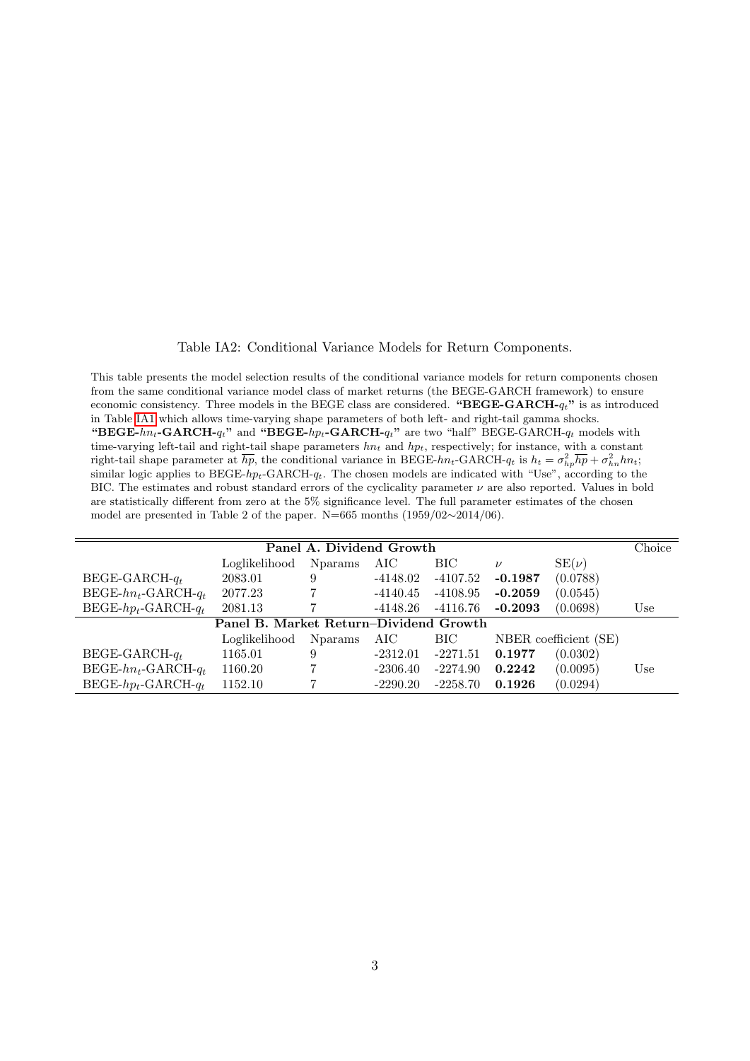Table IA2: Conditional Variance Models for Return Components.

This table presents the model selection results of the conditional variance models for return components chosen from the same conditional variance model class of market returns (the BEGE-GARCH framework) to ensure economic consistency. Three models in the BEGE class are considered. **"BEGE-GARCH-$q_t$"** is as introduced in Table IA1 which allows time-varying shape parameters of both left- and right-tail gamma shocks. **"BEGE-$hn_t$-GARCH-$q_t$"** and **"BEGE-$hp_t$-GARCH-$q_t$"** are two "half" BEGE-GARCH-$q_t$ models with time-varying left-tail and right-tail shape parameters $hn_t$ and $hp_t$, respectively; for instance, with a constant right-tail shape parameter at $\overline{hp}$, the conditional variance in BEGE-$hn_t$-GARCH-$q_t$ is $h_t = \sigma_{hp}^2 \overline{hp} + \sigma_{hn}^2 hn_t$; similar logic applies to BEGE-$hp_t$-GARCH-$q_t$. The chosen models are indicated with "Use", according to the BIC. The estimates and robust standard errors of the cyclicality parameter $\nu$ are also reported. Values in bold are statistically different from zero at the 5% significance level. The full parameter estimates of the chosen model are presented in Table 2 of the paper. N=665 months (1959/02∼2014/06).

| | **Panel A. Dividend Growth** | | | | | | Choice |
|---|---|---|---|---|---|---|---|
| | Loglikelihood | Nparams | AIC | BIC | $\nu$ | SE($\nu$) | |
| BEGE-GARCH-$q_t$ | 2083.01 | 9 | -4148.02 | -4107.52 | **-0.1987** | (0.0788) | |
| BEGE-$hn_t$-GARCH-$q_t$ | 2077.23 | 7 | -4140.45 | -4108.95 | **-0.2059** | (0.0545) | |
| BEGE-$hp_t$-GARCH-$q_t$ | 2081.13 | 7 | -4148.26 | -4116.76 | **-0.2093** | (0.0698) | Use |
| | **Panel B. Market Return–Dividend Growth** | | | | | | |
| | Loglikelihood | Nparams | AIC | BIC | NBER coefficient (SE) | | |
| BEGE-GARCH-$q_t$ | 1165.01 | 9 | -2312.01 | -2271.51 | **0.1977** | (0.0302) | |
| BEGE-$hn_t$-GARCH-$q_t$ | 1160.20 | 7 | -2306.40 | -2274.90 | **0.2242** | (0.0095) | Use |
| BEGE-$hp_t$-GARCH-$q_t$ | 1152.10 | 7 | -2290.20 | -2258.70 | **0.1926** | (0.0294) | |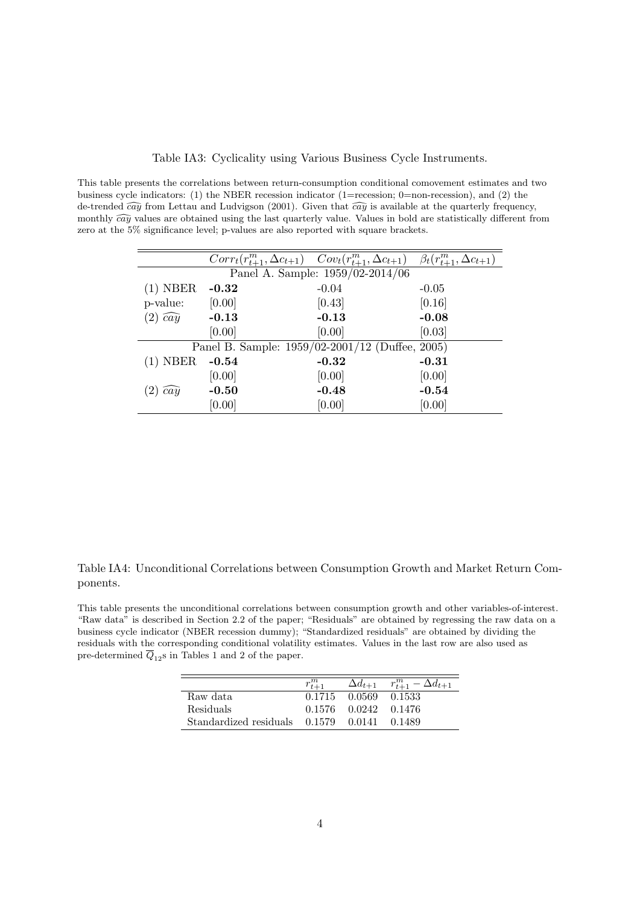Table IA3: Cyclicality using Various Business Cycle Instruments.

This table presents the correlations between return-consumption conditional comovement estimates and two business cycle indicators: (1) the NBER recession indicator (1=recession; 0=non-recession), and (2) the de-trended $\widehat{cay}$ from Lettau and Ludvigson (2001). Given that $\widehat{cay}$ is available at the quarterly frequency, monthly $\widehat{cay}$ values are obtained using the last quarterly value. Values in bold are statistically different from zero at the 5% significance level; p-values are also reported with square brackets.

| | $Corr_t(r^m_{t+1}, \Delta c_{t+1})$ | $Cov_t(r^m_{t+1}, \Delta c_{t+1})$ | $\beta_t(r^m_{t+1}, \Delta c_{t+1})$ |
|---|---|---|---|
| Panel A. Sample: 1959/02-2014/06 | | | |
| (1) NBER | **-0.32** | -0.04 | -0.05 |
| p-value: | [0.00] | [0.43] | [0.16] |
| (2) $\widehat{cay}$ | **-0.13** | **-0.13** | **-0.08** |
| | [0.00] | [0.00] | [0.03] |
| Panel B. Sample: 1959/02-2001/12 (Duffee, 2005) | | | |
| (1) NBER | **-0.54** | **-0.32** | **-0.31** |
| | [0.00] | [0.00] | [0.00] |
| (2) $\widehat{cay}$ | **-0.50** | **-0.48** | **-0.54** |
| | [0.00] | [0.00] | [0.00] |

Table IA4: Unconditional Correlations between Consumption Growth and Market Return Components.

This table presents the unconditional correlations between consumption growth and other variables-of-interest. "Raw data" is described in Section 2.2 of the paper; "Residuals" are obtained by regressing the raw data on a business cycle indicator (NBER recession dummy); "Standardized residuals" are obtained by dividing the residuals with the corresponding conditional volatility estimates. Values in the last row are also used as pre-determined $\overline{Q}_{12}$s in Tables 1 and 2 of the paper.

| | $r^m_{t+1}$ | $\Delta d_{t+1}$ | $r^m_{t+1} - \Delta d_{t+1}$ |
|---|---|---|---|
| Raw data | 0.1715 | 0.0569 | 0.1533 |
| Residuals | 0.1576 | 0.0242 | 0.1476 |
| Standardized residuals | 0.1579 | 0.0141 | 0.1489 |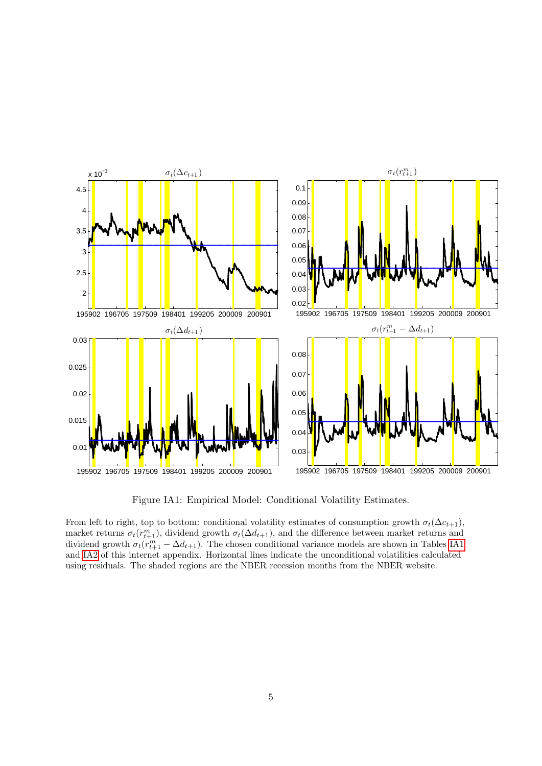$\sigma_t(\Delta c_{t+1})$

x $10^{-3}$

4.5
4
3.5
3
2.5
2

195902 196705 197509 198401 199205 200009 200901

$\sigma_t(r^m_{t+1})$

0.1
0.09
0.08
0.07
0.06
0.05
0.04
0.03
0.02

195902 196705 197509 198401 199205 200009 200901

$\sigma_t(\Delta d_{t+1})$

0.03
0.025
0.02
0.015
0.01

195902 196705 197509 198401 199205 200009 200901

$\sigma_t(r^m_{t+1} - \Delta d_{t+1})$

0.08
0.07
0.06
0.05
0.04
0.03

195902 196705 197509 198401 199205 200009 200901

Figure IA1: Empirical Model: Conditional Volatility Estimates.

From left to right, top to bottom: conditional volatility estimates of consumption growth $\sigma_t(\Delta c_{t+1})$, market returns $\sigma_t(r^m_{t+1})$, dividend growth $\sigma_t(\Delta d_{t+1})$, and the difference between market returns and dividend growth $\sigma_t(r^m_{t+1} - \Delta d_{t+1})$. The chosen conditional variance models are shown in Tables IA1 and IA2 of this internet appendix. Horizontal lines indicate the unconditional volatilities calculated using residuals. The shaded regions are the NBER recession months from the NBER website.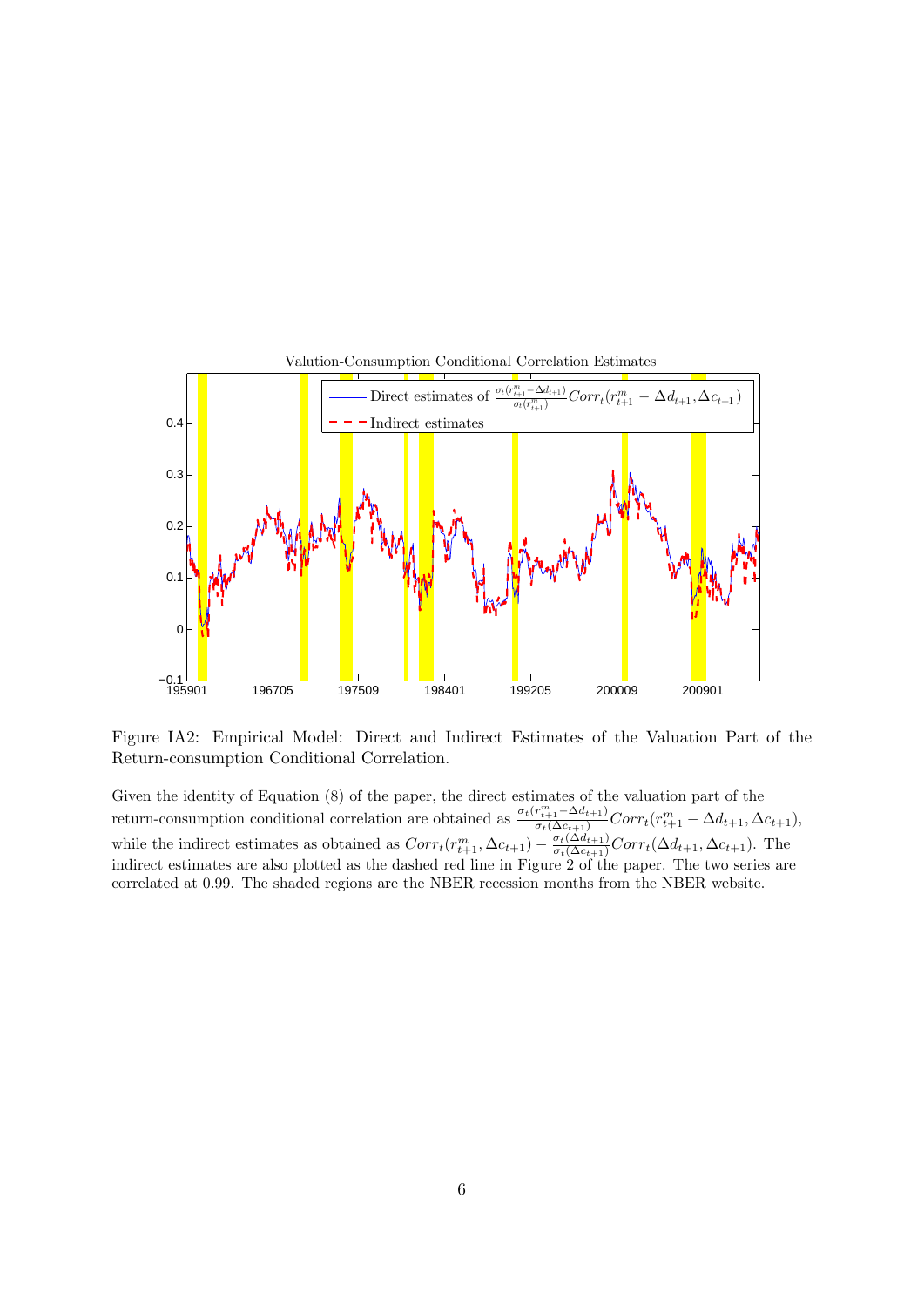Valution-Consumption Conditional Correlation Estimates

Direct estimates of $\frac{\sigma_t(r^m_{t+1}-\Delta d_{t+1})}{\sigma_t(r^m_{t+1})} Corr_t(r^m_{t+1} - \Delta d_{t+1}, \Delta c_{t+1})$

Indirect estimates

0.4

0.3

0.2

0.1

0

−0.1

195901 196705 197509 198401 199205 200009 200901

Figure IA2: Empirical Model: Direct and Indirect Estimates of the Valuation Part of the Return-consumption Conditional Correlation.

Given the identity of Equation (8) of the paper, the direct estimates of the valuation part of the return-consumption conditional correlation are obtained as $\frac{\sigma_t(r^m_{t+1}-\Delta d_{t+1})}{\sigma_t(\Delta c_{t+1})} Corr_t(r^m_{t+1} - \Delta d_{t+1}, \Delta c_{t+1})$, while the indirect estimates as obtained as $Corr_t(r^m_{t+1}, \Delta c_{t+1}) - \frac{\sigma_t(\Delta d_{t+1})}{\sigma_t(\Delta c_{t+1})} Corr_t(\Delta d_{t+1}, \Delta c_{t+1})$. The indirect estimates are also plotted as the dashed red line in Figure 2 of the paper. The two series are correlated at 0.99. The shaded regions are the NBER recession months from the NBER website.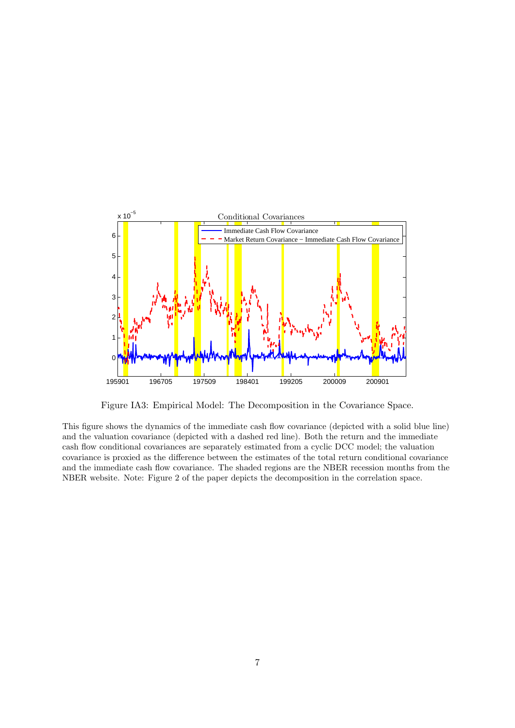Conditional Covariances

x $10^{-5}$

Immediate Cash Flow Covariance

Market Return Covariance − Immediate Cash Flow Covariance

6
5
4
3
2
1
0

195901 196705 197509 198401 199205 200009 200901

Figure IA3: Empirical Model: The Decomposition in the Covariance Space.

This figure shows the dynamics of the immediate cash flow covariance (depicted with a solid blue line) and the valuation covariance (depicted with a dashed red line). Both the return and the immediate cash flow conditional covariances are separately estimated from a cyclic DCC model; the valuation covariance is proxied as the difference between the estimates of the total return conditional covariance and the immediate cash flow covariance. The shaded regions are the NBER recession months from the NBER website. Note: Figure 2 of the paper depicts the decomposition in the correlation space.